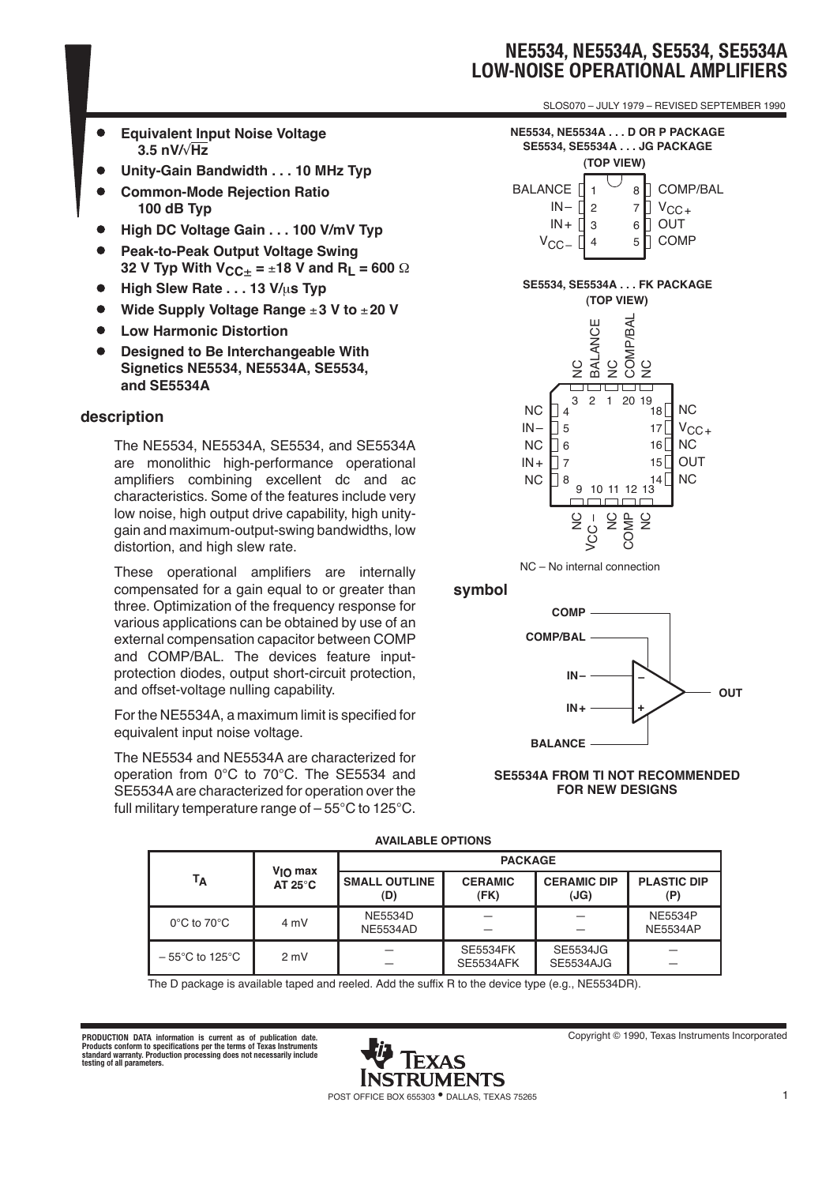# NE5534, NE5534A, SE5534, SE5534A LOW-NOISE OPERATIONAL AMPLIFIERS

SLOS070 – JULY 1979 – REVISED SEPTEMBER 1990

- **Equivalent Input Noise Voltage 3.5 nV/√Hz**
- **Unity-Gain Bandwidth . . . 10 MHz Typ**
- **Common-Mode Rejection Ratio 100 dB Typ**
- **High DC Voltage Gain . . . 100 V/mV Typ**
- **Peak-to-Peak Output Voltage Swing 32 V Typ With $V_{CC\pm}$ = ±18 V and $R_L$ = 600 Ω**
- **High Slew Rate . . . 13 V/μs Typ**
- **Wide Supply Voltage Range ±3 V to ±20 V**
- **Low Harmonic Distortion**
- **Designed to Be Interchangeable With Signetics NE5534, NE5534A, SE5534, and SE5534A**

NE5534, NE5534A . . . D OR P PACKAGE
SE5534, SE5534A . . . JG PACKAGE
(TOP VIEW)

| Pin | Name | Pin | Name |
|---|---|---|---|
| 1 | BALANCE | 8 | COMP/BAL |
| 2 | IN– | 7 | $V_{CC+}$ |
| 3 | IN+ | 6 | OUT |
| 4 | $V_{CC-}$ | 5 | COMP |

SE5534, SE5534A . . . FK PACKAGE
(TOP VIEW)

| Pin | Name | Pin | Name |
|---|---|---|---|
| 1 | NC | 11 | NC |
| 2 | BALANCE | 12 | COMP |
| 3 | NC | 13 | NC |
| 4 | NC | 14 | NC |
| 5 | IN– | 15 | OUT |
| 6 | NC | 16 | NC |
| 7 | IN+ | 17 | $V_{CC+}$ |
| 8 | NC | 18 | NC |
| 9 | NC | 19 | NC |
| 10 | $V_{CC-}$ | 20 | COMP/BAL |

NC – No internal connection

## symbol

COMP, COMP/BAL, IN–, IN+, BALANCE, OUT

**SE5534A FROM TI NOT RECOMMENDED FOR NEW DESIGNS**

## description

The NE5534, NE5534A, SE5534, and SE5534A are monolithic high-performance operational amplifiers combining excellent dc and ac characteristics. Some of the features include very low noise, high output drive capability, high unity-gain and maximum-output-swing bandwidths, low distortion, and high slew rate.

These operational amplifiers are internally compensated for a gain equal to or greater than three. Optimization of the frequency response for various applications can be obtained by use of an external compensation capacitor between COMP and COMP/BAL. The devices feature input-protection diodes, output short-circuit protection, and offset-voltage nulling capability.

For the NE5534A, a maximum limit is specified for equivalent input noise voltage.

The NE5534 and NE5534A are characterized for operation from 0°C to 70°C. The SE5534 and SE5534A are characterized for operation over the full military temperature range of – 55°C to 125°C.

**AVAILABLE OPTIONS**

| $T_A$ | $V_{IO}$ max AT 25°C | PACKAGE | | | |
|---|---|---|---|---|---|
| | | SMALL OUTLINE (D) | CERAMIC (FK) | CERAMIC DIP (JG) | PLASTIC DIP (P) |
| 0°C to 70°C | 4 mV | NE5534D<br>NE5534AD | —<br>— | —<br>— | NE5534P<br>NE5534AP |
| – 55°C to 125°C | 2 mV | —<br>— | SE5534FK<br>SE5534AFK | SE5534JG<br>SE5534AJG | —<br>— |

The D package is available taped and reeled. Add the suffix R to the device type (e.g., NE5534DR).

PRODUCTION DATA information is current as of publication date. Products conform to specifications per the terms of Texas Instruments standard warranty. Production processing does not necessarily include testing of all parameters.

Copyright © 1990, Texas Instruments Incorporated

POST OFFICE BOX 655303 • DALLAS, TEXAS 75265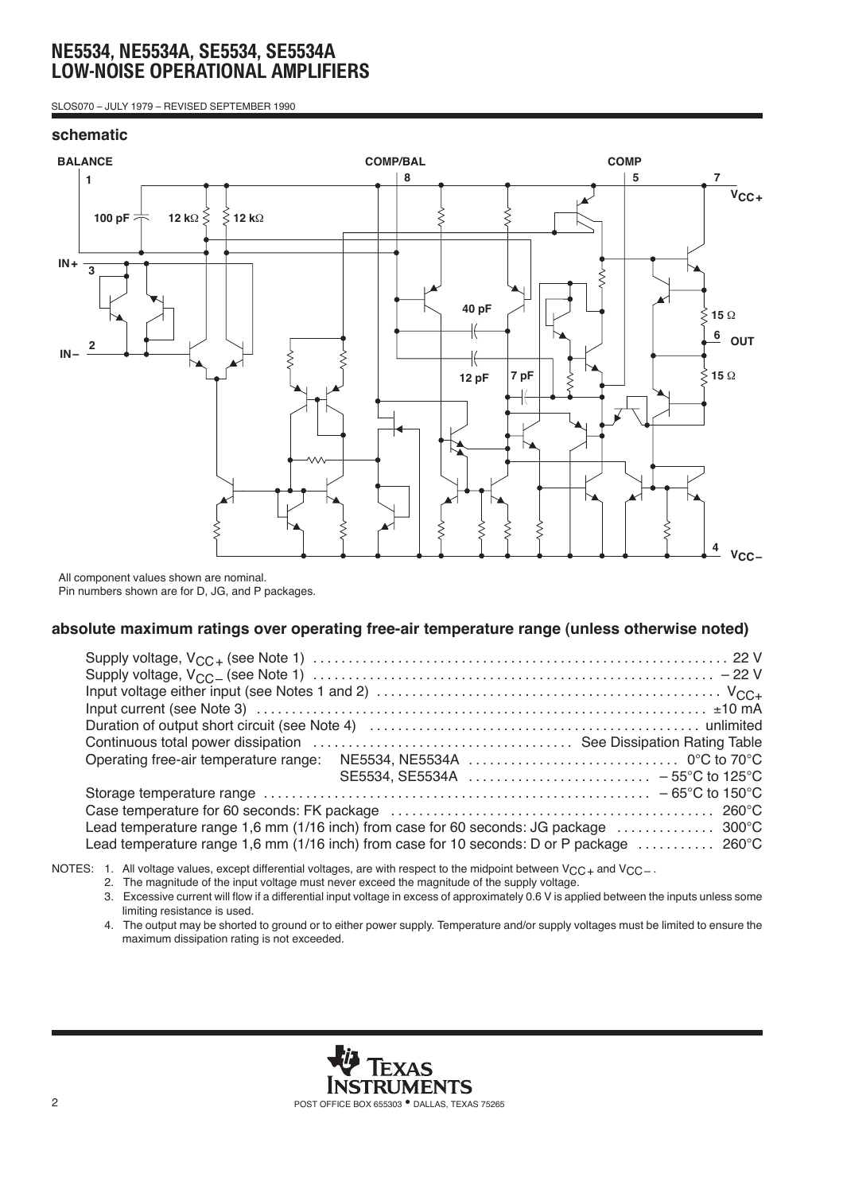## schematic

All component values shown are nominal.
Pin numbers shown are for D, JG, and P packages.

## absolute maximum ratings over operating free-air temperature range (unless otherwise noted)

| | |
|---|---|
| Supply voltage, $V_{CC+}$ (see Note 1) | 22 V |
| Supply voltage, $V_{CC-}$ (see Note 1) | – 22 V |
| Input voltage either input (see Notes 1 and 2) | $V_{CC+}$ |
| Input current (see Note 3) | ±10 mA |
| Duration of output short circuit (see Note 4) | unlimited |
| Continuous total power dissipation | See Dissipation Rating Table |
| Operating free-air temperature range: NE5534, NE5534A | 0°C to 70°C |
| SE5534, SE5534A | – 55°C to 125°C |
| Storage temperature range | – 65°C to 150°C |
| Case temperature for 60 seconds: FK package | 260°C |
| Lead temperature range 1,6 mm (1/16 inch) from case for 60 seconds: JG package | 300°C |
| Lead temperature range 1,6 mm (1/16 inch) from case for 10 seconds: D or P package | 260°C |

NOTES:
1. All voltage values, except differential voltages, are with respect to the midpoint between $V_{CC+}$ and $V_{CC-}$.
2. The magnitude of the input voltage must never exceed the magnitude of the supply voltage.
3. Excessive current will flow if a differential input voltage in excess of approximately 0.6 V is applied between the inputs unless some limiting resistance is used.
4. The output may be shorted to ground or to either power supply. Temperature and/or supply voltages must be limited to ensure the maximum dissipation rating is not exceeded.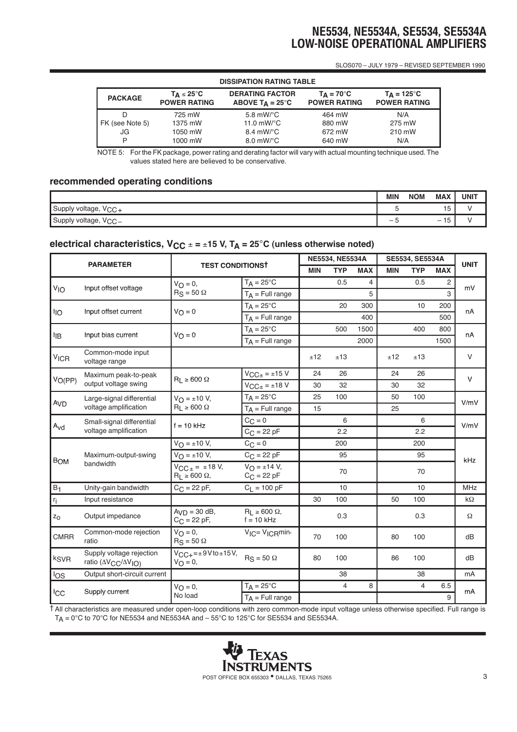**DISSIPATION RATING TABLE**

| PACKAGE | $T_A \le 25°C$ POWER RATING | DERATING FACTOR ABOVE $T_A = 25°C$ | $T_A = 70°C$ POWER RATING | $T_A = 125°C$ POWER RATING |
|---|---|---|---|---|
| D | 725 mW | 5.8 mW/°C | 464 mW | N/A |
| FK (see Note 5) | 1375 mW | 11.0 mW/°C | 880 mW | 275 mW |
| JG | 1050 mW | 8.4 mW/°C | 672 mW | 210 mW |
| P | 1000 mW | 8.0 mW/°C | 640 mW | N/A |

NOTE 5: For the FK package, power rating and derating factor will vary with actual mounting technique used. The values stated here are believed to be conservative.

## recommended operating conditions

| | MIN | NOM | MAX | UNIT |
|---|---|---|---|---|
| Supply voltage, $V_{CC+}$ | 5 | | 15 | V |
| Supply voltage, $V_{CC-}$ | – 5 | | – 15 | V |

## electrical characteristics, $V_{CC\pm} = \pm15$ V, $T_A = 25°C$ (unless otherwise noted)

| PARAMETER | | TEST CONDITIONS† | | NE5534, NE5534A MIN | NE5534, NE5534A TYP | NE5534, NE5534A MAX | SE5534, SE5534A MIN | SE5534, SE5534A TYP | SE5534, SE5534A MAX | UNIT |
|---|---|---|---|---|---|---|---|---|---|---|
| $V_{IO}$ | Input offset voltage | $V_O = 0$, $R_S = 50\ \Omega$ | $T_A = 25°C$ | | 0.5 | 4 | | 0.5 | 2 | mV |
| | | | $T_A$ = Full range | | | 5 | | | 3 | |
| $I_{IO}$ | Input offset current | $V_O = 0$ | $T_A = 25°C$ | | 20 | 300 | | 10 | 200 | nA |
| | | | $T_A$ = Full range | | | 400 | | | 500 | |
| $I_{IB}$ | Input bias current | $V_O = 0$ | $T_A = 25°C$ | | 500 | 1500 | | 400 | 800 | nA |
| | | | $T_A$ = Full range | | | 2000 | | | 1500 | |
| $V_{ICR}$ | Common-mode input voltage range | | | ±12 | ±13 | | ±12 | ±13 | | V |
| $V_{O(PP)}$ | Maximum peak-to-peak output voltage swing | $R_L \ge 600\ \Omega$ | $V_{CC\pm} = \pm15$ V | 24 | 26 | | 24 | 26 | | V |
| | | | $V_{CC\pm} = \pm18$ V | 30 | 32 | | 30 | 32 | | |
| $A_{VD}$ | Large-signal differential voltage amplification | $V_O = \pm10$ V, $R_L \ge 600\ \Omega$ | $T_A = 25°C$ | 25 | 100 | | 50 | 100 | | V/mV |
| | | | $T_A$ = Full range | 15 | | | 25 | | | |
| $A_{vd}$ | Small-signal differential voltage amplification | f = 10 kHz | $C_C = 0$ | | 6 | | | 6 | | V/mV |
| | | | $C_C = 22$ pF | | 2.2 | | | 2.2 | | |
| $B_{OM}$ | Maximum-output-swing bandwidth | $V_O = \pm10$ V, | $C_C = 0$ | | 200 | | | 200 | | kHz |
| | | $V_O = \pm10$ V, | $C_C = 22$ pF | | 95 | | | 95 | | |
| | | $V_{CC\pm} = \pm18$ V, $R_L \ge 600\ \Omega$, | $V_O = \pm14$ V, $C_C = 22$ pF | | 70 | | | 70 | | |
| $B_1$ | Unity-gain bandwidth | $C_C = 22$ pF, | $C_L = 100$ pF | | 10 | | | 10 | | MHz |
| $r_i$ | Input resistance | | | 30 | 100 | | 50 | 100 | | kΩ |
| $z_o$ | Output impedance | $A_{VD} = 30$ dB, $C_C = 22$ pF, | $R_L \ge 600\ \Omega$, f = 10 kHz | | 0.3 | | | 0.3 | | Ω |
| CMRR | Common-mode rejection ratio | $V_O = 0$, $R_S = 50\ \Omega$ | $V_{IC} = V_{ICR}$min, | 70 | 100 | | 80 | 100 | | dB |
| $k_{SVR}$ | Supply voltage rejection ratio ($\Delta V_{CC}/\Delta V_{IO}$) | $V_{CC+} = \pm9$ V to ±15 V, $V_O = 0$, | $R_S = 50\ \Omega$ | 80 | 100 | | 86 | 100 | | dB |
| $I_{OS}$ | Output short-circuit current | | | | 38 | | | 38 | | mA |
| $I_{CC}$ | Supply current | $V_O = 0$, No load | $T_A = 25°C$ | | 4 | 8 | | 4 | 6.5 | mA |
| | | | $T_A$ = Full range | | | | | | 9 | |

† All characteristics are measured under open-loop conditions with zero common-mode input voltage unless otherwise specified. Full range is $T_A$ = 0°C to 70°C for NE5534 and NE5534A and – 55°C to 125°C for SE5534 and SE5534A.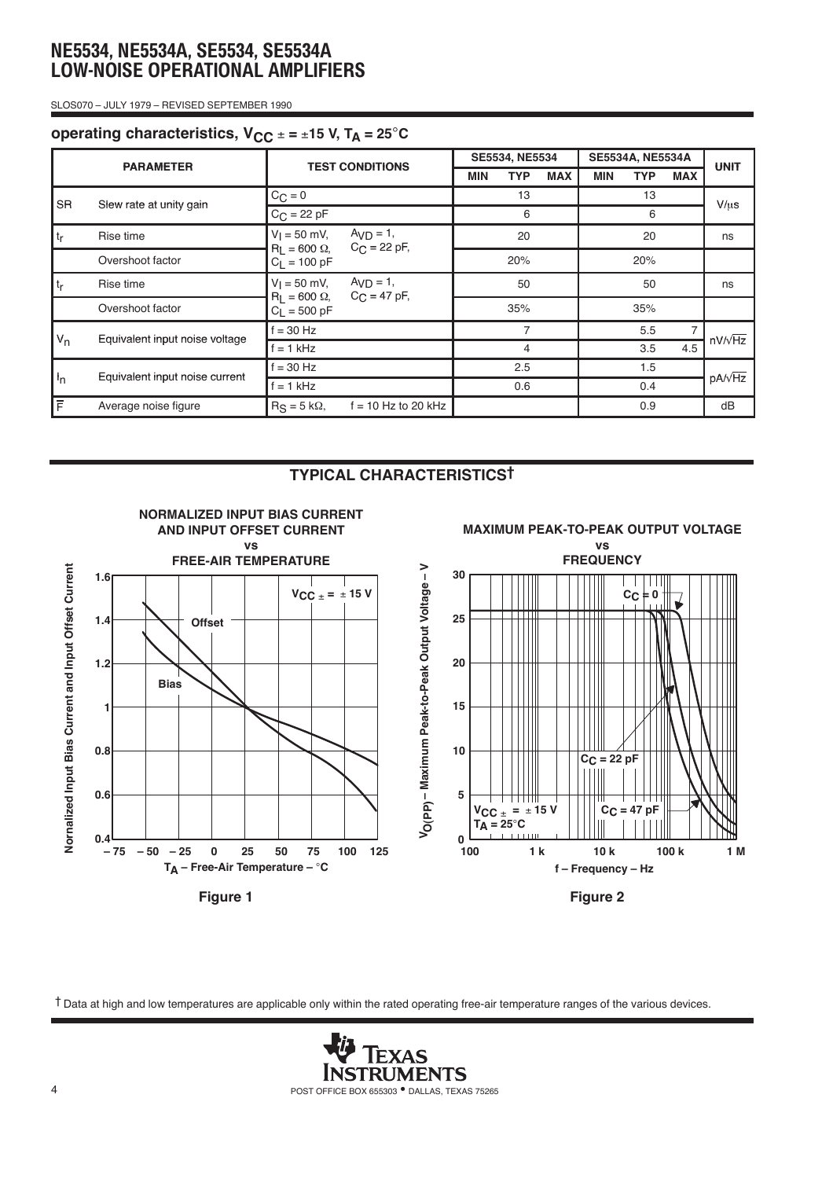## operating characteristics, $V_{CC\pm} = \pm15$ V, $T_A = 25°C$

| PARAMETER | | TEST CONDITIONS | SE5534, NE5534 MIN | SE5534, NE5534 TYP | SE5534, NE5534 MAX | SE5534A, NE5534A MIN | SE5534A, NE5534A TYP | SE5534A, NE5534A MAX | UNIT |
|---|---|---|---|---|---|---|---|---|---|
| SR | Slew rate at unity gain | $C_C = 0$ | | 13 | | | 13 | | V/μs |
| | | $C_C = 22$ pF | | 6 | | | 6 | | |
| $t_r$ | Rise time | $V_I = 50$ mV, $A_{VD} = 1$, $R_L = 600\ \Omega$, $C_C = 22$ pF, $C_L = 100$ pF | | 20 | | | 20 | | ns |
| | Overshoot factor | | | 20% | | | 20% | | |
| $t_r$ | Rise time | $V_I = 50$ mV, $A_{VD} = 1$, $R_L = 600\ \Omega$, $C_C = 47$ pF, $C_L = 500$ pF | | 50 | | | 50 | | ns |
| | Overshoot factor | | | 35% | | | 35% | | |
| $V_n$ | Equivalent input noise voltage | f = 30 Hz | | 7 | | | 5.5 | 7 | nV/√Hz |
| | | f = 1 kHz | | 4 | | | 3.5 | 4.5 | |
| $I_n$ | Equivalent input noise current | f = 30 Hz | | 2.5 | | | 1.5 | | pA/√Hz |
| | | f = 1 kHz | | 0.6 | | | 0.4 | | |
| $\overline{F}$ | Average noise figure | $R_S = 5$ kΩ, f = 10 Hz to 20 kHz | | | | | 0.9 | | dB |

## TYPICAL CHARACTERISTICS†

**NORMALIZED INPUT BIAS CURRENT AND INPUT OFFSET CURRENT vs FREE-AIR TEMPERATURE**

Figure 1

**MAXIMUM PEAK-TO-PEAK OUTPUT VOLTAGE vs FREQUENCY**

Figure 2

† Data at high and low temperatures are applicable only within the rated operating free-air temperature ranges of the various devices.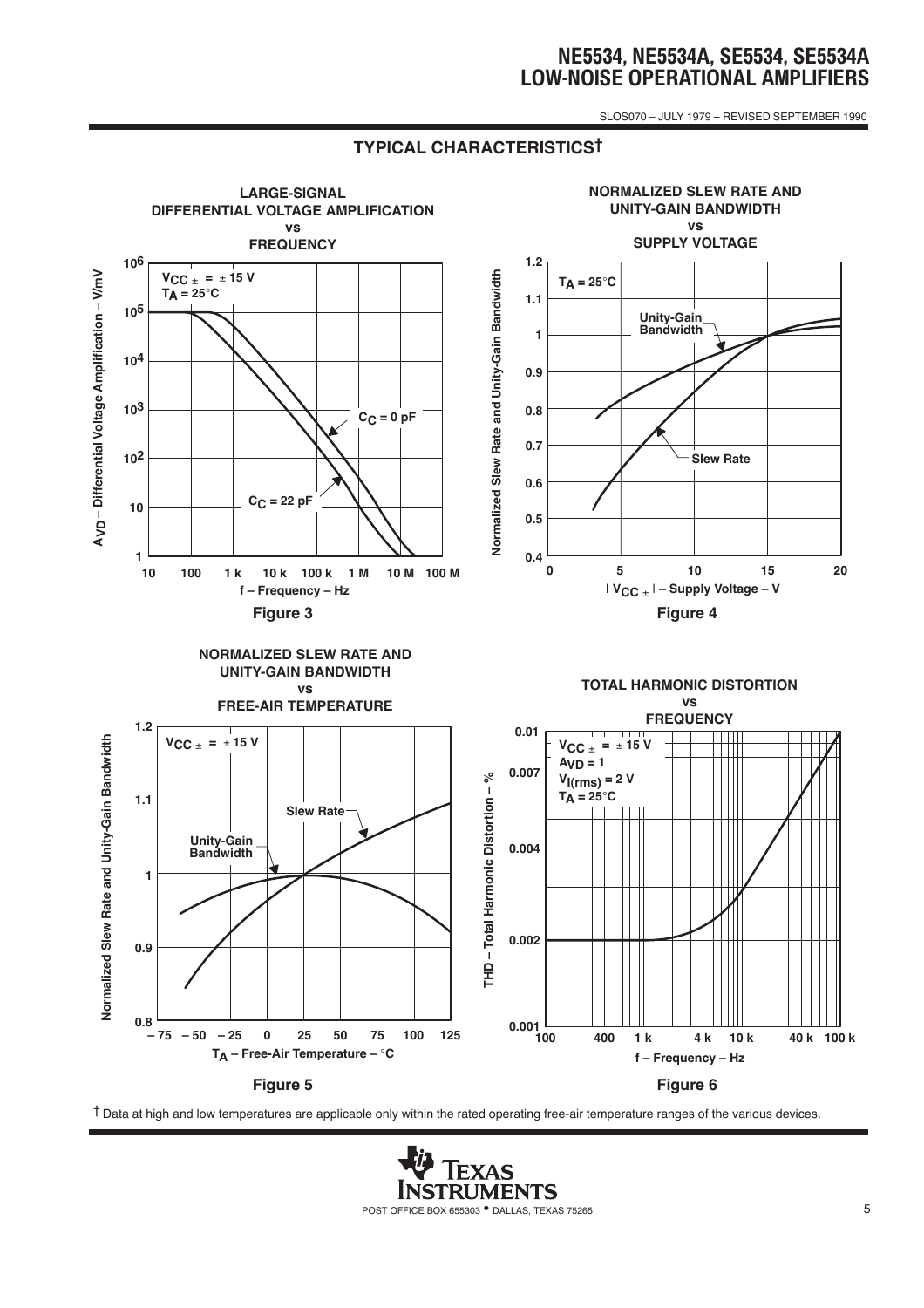## TYPICAL CHARACTERISTICS†

**LARGE-SIGNAL DIFFERENTIAL VOLTAGE AMPLIFICATION vs FREQUENCY**

$V_{CC\pm} = \pm 15$ V
$T_A = 25°C$

$C_C = 0$ pF

$C_C = 22$ pF

$A_{VD}$ – Differential Voltage Amplification – V/mV

f – Frequency – Hz

**Figure 3**

**NORMALIZED SLEW RATE AND UNITY-GAIN BANDWIDTH vs SUPPLY VOLTAGE**

$T_A = 25°C$

Unity-Gain Bandwidth

Slew Rate

Normalized Slew Rate and Unity-Gain Bandwidth

$|V_{CC\pm}|$ – Supply Voltage – V

**Figure 4**

**NORMALIZED SLEW RATE AND UNITY-GAIN BANDWIDTH vs FREE-AIR TEMPERATURE**

$V_{CC\pm} = \pm 15$ V

Slew Rate

Unity-Gain Bandwidth

Normalized Slew Rate and Unity-Gain Bandwidth

$T_A$ – Free-Air Temperature – °C

**Figure 5**

**TOTAL HARMONIC DISTORTION vs FREQUENCY**

$V_{CC\pm} = \pm 15$ V
$A_{VD} = 1$
$V_{I(rms)} = 2$ V
$T_A = 25°C$

THD – Total Harmonic Distortion – %

f – Frequency – Hz

**Figure 6**

† Data at high and low temperatures are applicable only within the rated operating free-air temperature ranges of the various devices.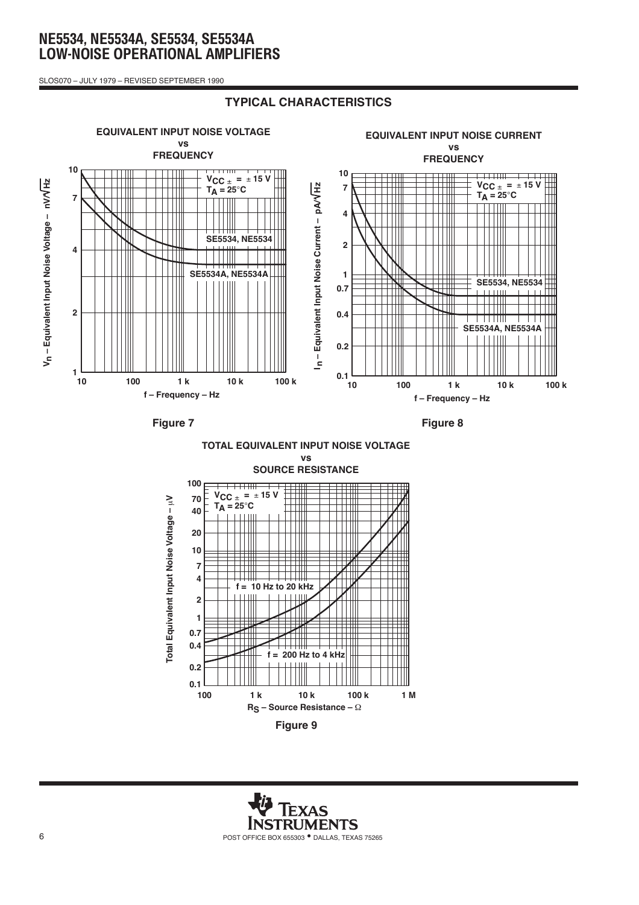## TYPICAL CHARACTERISTICS

**EQUIVALENT INPUT NOISE VOLTAGE vs FREQUENCY**

$V_{CC\pm} = \pm 15$ V
$T_A = 25°C$

SE5534, NE5534

SE5534A, NE5534A

$V_n$ – Equivalent Input Noise Voltage – $nV/\sqrt{Hz}$

f – Frequency – Hz

Figure 7

**EQUIVALENT INPUT NOISE CURRENT vs FREQUENCY**

$V_{CC\pm} = \pm 15$ V
$T_A = 25°C$

SE5534, NE5534

SE5534A, NE5534A

$I_n$ – Equivalent Input Noise Current – $pA/\sqrt{Hz}$

f – Frequency – Hz

Figure 8

**TOTAL EQUIVALENT INPUT NOISE VOLTAGE vs SOURCE RESISTANCE**

$V_{CC\pm} = \pm 15$ V
$T_A = 25°C$

f = 10 Hz to 20 kHz

f = 200 Hz to 4 kHz

Total Equivalent Input Noise Voltage – μV

$R_S$ – Source Resistance – Ω

Figure 9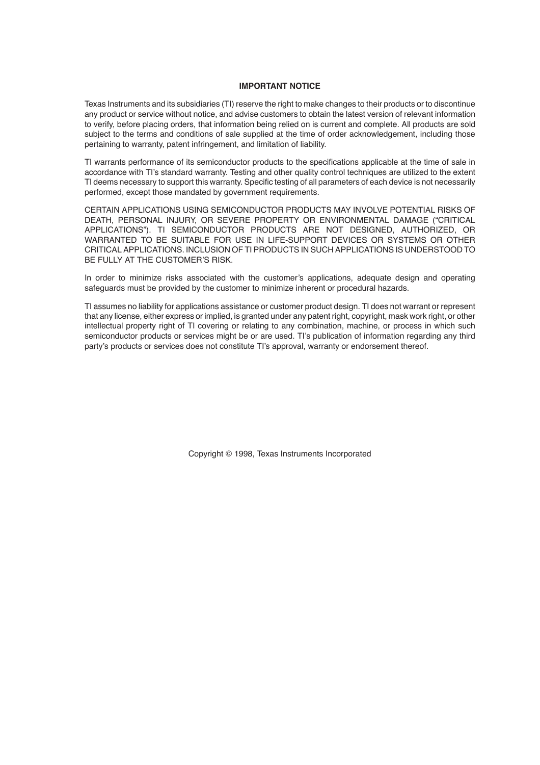## IMPORTANT NOTICE

Texas Instruments and its subsidiaries (TI) reserve the right to make changes to their products or to discontinue any product or service without notice, and advise customers to obtain the latest version of relevant information to verify, before placing orders, that information being relied on is current and complete. All products are sold subject to the terms and conditions of sale supplied at the time of order acknowledgement, including those pertaining to warranty, patent infringement, and limitation of liability.

TI warrants performance of its semiconductor products to the specifications applicable at the time of sale in accordance with TI's standard warranty. Testing and other quality control techniques are utilized to the extent TI deems necessary to support this warranty. Specific testing of all parameters of each device is not necessarily performed, except those mandated by government requirements.

CERTAIN APPLICATIONS USING SEMICONDUCTOR PRODUCTS MAY INVOLVE POTENTIAL RISKS OF DEATH, PERSONAL INJURY, OR SEVERE PROPERTY OR ENVIRONMENTAL DAMAGE ("CRITICAL APPLICATIONS"). TI SEMICONDUCTOR PRODUCTS ARE NOT DESIGNED, AUTHORIZED, OR WARRANTED TO BE SUITABLE FOR USE IN LIFE-SUPPORT DEVICES OR SYSTEMS OR OTHER CRITICAL APPLICATIONS. INCLUSION OF TI PRODUCTS IN SUCH APPLICATIONS IS UNDERSTOOD TO BE FULLY AT THE CUSTOMER'S RISK.

In order to minimize risks associated with the customer's applications, adequate design and operating safeguards must be provided by the customer to minimize inherent or procedural hazards.

TI assumes no liability for applications assistance or customer product design. TI does not warrant or represent that any license, either express or implied, is granted under any patent right, copyright, mask work right, or other intellectual property right of TI covering or relating to any combination, machine, or process in which such semiconductor products or services might be or are used. TI's publication of information regarding any third party's products or services does not constitute TI's approval, warranty or endorsement thereof.

Copyright © 1998, Texas Instruments Incorporated